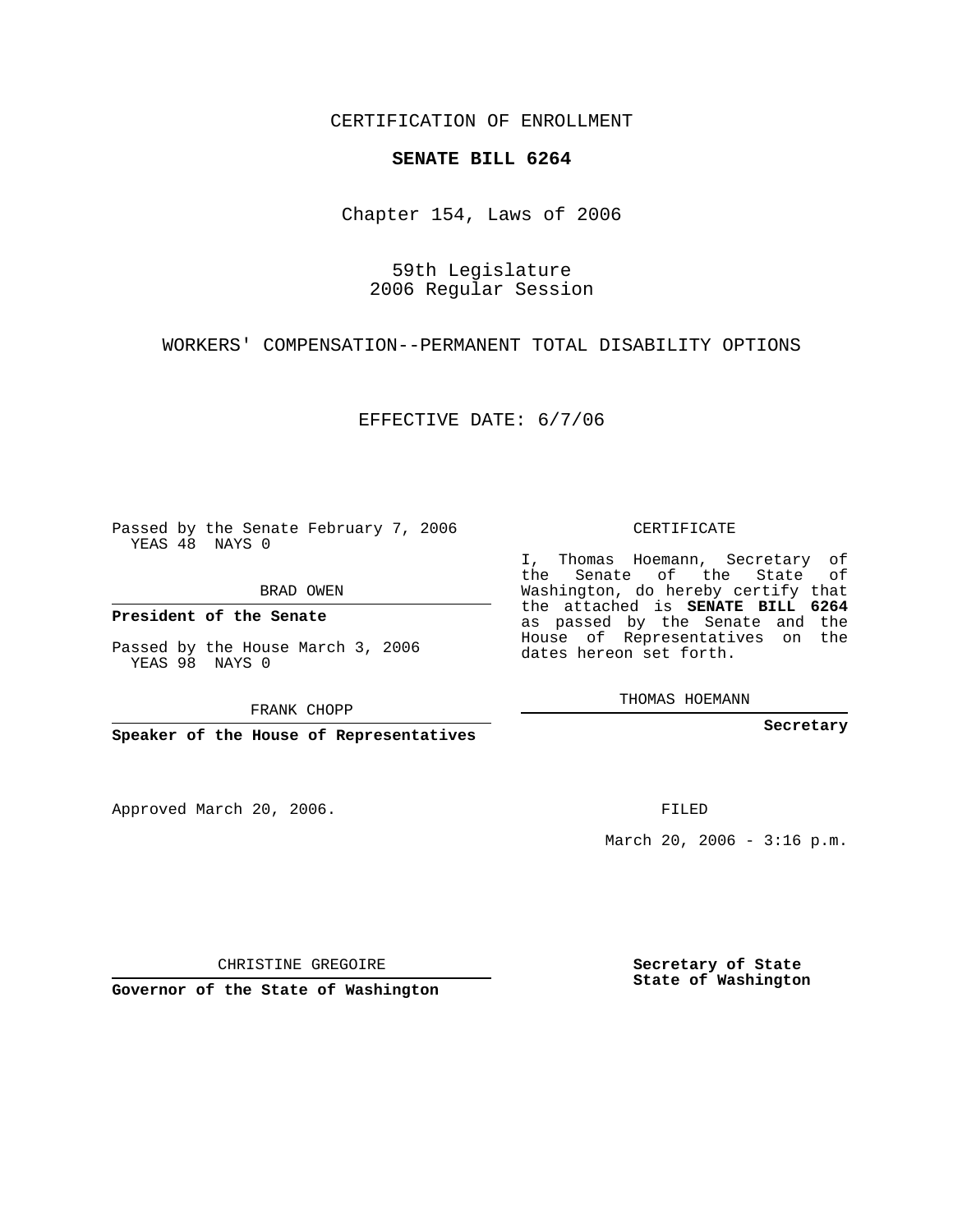CERTIFICATION OF ENROLLMENT

**SENATE BILL 6264**

Chapter 154, Laws of 2006

59th Legislature
2006 Regular Session

WORKERS' COMPENSATION--PERMANENT TOTAL DISABILITY OPTIONS

EFFECTIVE DATE: 6/7/06

Passed by the Senate February 7, 2006
YEAS 48 NAYS 0

BRAD OWEN

**President of the Senate**

Passed by the House March 3, 2006
YEAS 98 NAYS 0

FRANK CHOPP

**Speaker of the House of Representatives**

CERTIFICATE

I, Thomas Hoemann, Secretary of the Senate of the State of Washington, do hereby certify that the attached is **SENATE BILL 6264** as passed by the Senate and the House of Representatives on the dates hereon set forth.

THOMAS HOEMANN

**Secretary**

Approved March 20, 2006.

FILED

March 20, 2006 - 3:16 p.m.

CHRISTINE GREGOIRE

**Governor of the State of Washington**

**Secretary of State**
**State of Washington**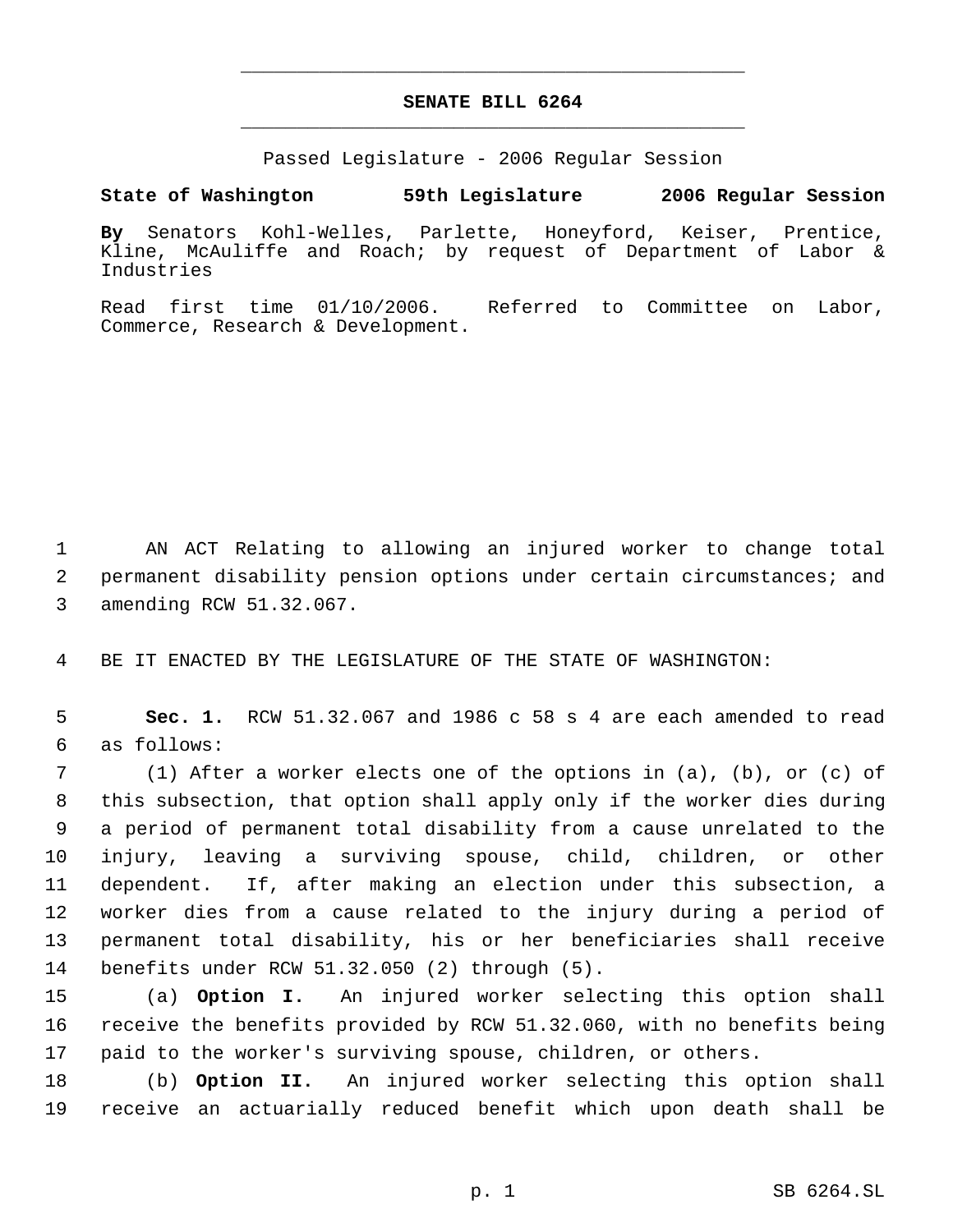# SENATE BILL 6264

Passed Legislature - 2006 Regular Session

**State of Washington 59th Legislature 2006 Regular Session**

**By** Senators Kohl-Welles, Parlette, Honeyford, Keiser, Prentice, Kline, McAuliffe and Roach; by request of Department of Labor & Industries

Read first time 01/10/2006. Referred to Committee on Labor, Commerce, Research & Development.

AN ACT Relating to allowing an injured worker to change total permanent disability pension options under certain circumstances; and amending RCW 51.32.067.

BE IT ENACTED BY THE LEGISLATURE OF THE STATE OF WASHINGTON:

**Sec. 1.** RCW 51.32.067 and 1986 c 58 s 4 are each amended to read as follows:

(1) After a worker elects one of the options in (a), (b), or (c) of this subsection, that option shall apply only if the worker dies during a period of permanent total disability from a cause unrelated to the injury, leaving a surviving spouse, child, children, or other dependent. If, after making an election under this subsection, a worker dies from a cause related to the injury during a period of permanent total disability, his or her beneficiaries shall receive benefits under RCW 51.32.050 (2) through (5).

(a) **Option I.** An injured worker selecting this option shall receive the benefits provided by RCW 51.32.060, with no benefits being paid to the worker's surviving spouse, children, or others.

(b) **Option II.** An injured worker selecting this option shall receive an actuarially reduced benefit which upon death shall be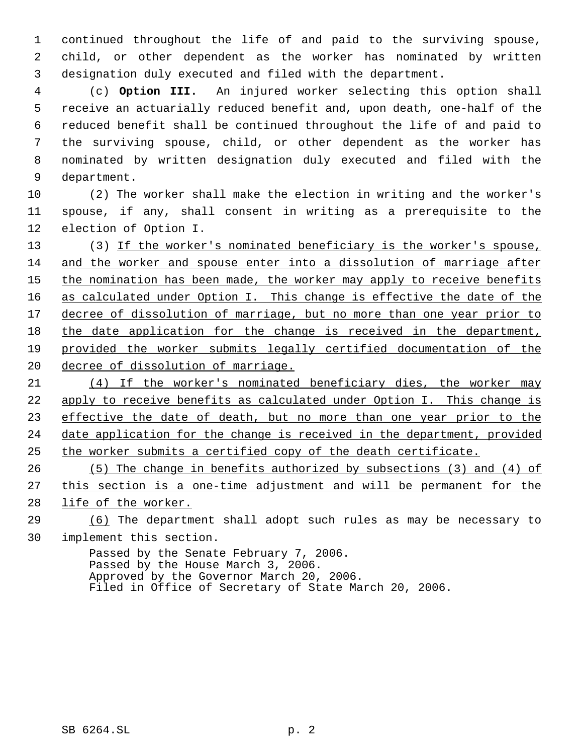continued throughout the life of and paid to the surviving spouse, child, or other dependent as the worker has nominated by written designation duly executed and filed with the department.

(c) **Option III.** An injured worker selecting this option shall receive an actuarially reduced benefit and, upon death, one-half of the reduced benefit shall be continued throughout the life of and paid to the surviving spouse, child, or other dependent as the worker has nominated by written designation duly executed and filed with the department.

(2) The worker shall make the election in writing and the worker's spouse, if any, shall consent in writing as a prerequisite to the election of Option I.

(3) If the worker's nominated beneficiary is the worker's spouse, and the worker and spouse enter into a dissolution of marriage after the nomination has been made, the worker may apply to receive benefits as calculated under Option I. This change is effective the date of the decree of dissolution of marriage, but no more than one year prior to the date application for the change is received in the department, provided the worker submits legally certified documentation of the decree of dissolution of marriage.

(4) If the worker's nominated beneficiary dies, the worker may apply to receive benefits as calculated under Option I. This change is effective the date of death, but no more than one year prior to the date application for the change is received in the department, provided the worker submits a certified copy of the death certificate.

(5) The change in benefits authorized by subsections (3) and (4) of this section is a one-time adjustment and will be permanent for the life of the worker.

(6) The department shall adopt such rules as may be necessary to implement this section.

Passed by the Senate February 7, 2006.
Passed by the House March 3, 2006.
Approved by the Governor March 20, 2006.
Filed in Office of Secretary of State March 20, 2006.